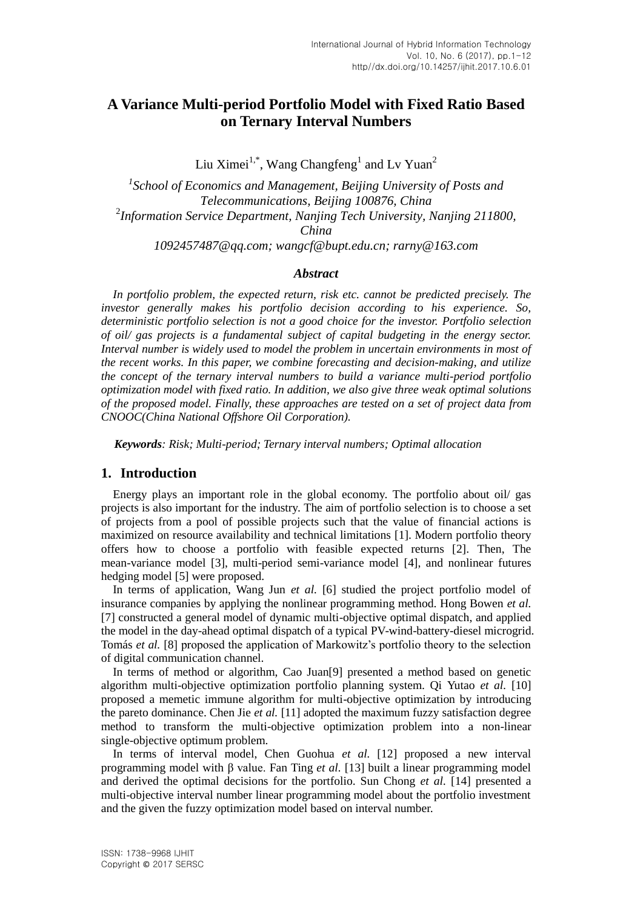# A Variance Multi-period Portfolio Model with Fixed Ratio Based on Ternary Interval Numbers

Liu Ximei[1,*], Wang Changfeng[1] and Lv Yuan[2]

[1]*School of Economics and Management, Beijing University of Posts and Telecommunications, Beijing 100876, China*
[2]*Information Service Department, Nanjing Tech University, Nanjing 211800, China*
*1092457487@qq.com; wangcf@bupt.edu.cn; rarny@163.com*

### *Abstract*

*In portfolio problem, the expected return, risk etc. cannot be predicted precisely. The investor generally makes his portfolio decision according to his experience. So, deterministic portfolio selection is not a good choice for the investor. Portfolio selection of oil/ gas projects is a fundamental subject of capital budgeting in the energy sector. Interval number is widely used to model the problem in uncertain environments in most of the recent works. In this paper, we combine forecasting and decision-making, and utilize the concept of the ternary interval numbers to build a variance multi-period portfolio optimization model with fixed ratio. In addition, we also give three weak optimal solutions of the proposed model. Finally, these approaches are tested on a set of project data from CNOOC(China National Offshore Oil Corporation).*

***Keywords****: Risk; Multi-period; Ternary interval numbers; Optimal allocation*

## 1. Introduction

Energy plays an important role in the global economy. The portfolio about oil/ gas projects is also important for the industry. The aim of portfolio selection is to choose a set of projects from a pool of possible projects such that the value of financial actions is maximized on resource availability and technical limitations [1]. Modern portfolio theory offers how to choose a portfolio with feasible expected returns [2]. Then, The mean-variance model [3], multi-period semi-variance model [4], and nonlinear futures hedging model [5] were proposed.

In terms of application, Wang Jun *et al.* [6] studied the project portfolio model of insurance companies by applying the nonlinear programming method. Hong Bowen *et al.* [7] constructed a general model of dynamic multi-objective optimal dispatch, and applied the model in the day-ahead optimal dispatch of a typical PV-wind-battery-diesel microgrid. Tomás *et al.* [8] proposed the application of Markowitz's portfolio theory to the selection of digital communication channel.

In terms of method or algorithm, Cao Juan[9] presented a method based on genetic algorithm multi-objective optimization portfolio planning system. Qi Yutao *et al.* [10] proposed a memetic immune algorithm for multi-objective optimization by introducing the pareto dominance. Chen Jie *et al.* [11] adopted the maximum fuzzy satisfaction degree method to transform the multi-objective optimization problem into a non-linear single-objective optimum problem.

In terms of interval model, Chen Guohua *et al.* [12] proposed a new interval programming model with β value. Fan Ting *et al.* [13] built a linear programming model and derived the optimal decisions for the portfolio. Sun Chong *et al.* [14] presented a multi-objective interval number linear programming model about the portfolio investment and the given the fuzzy optimization model based on interval number.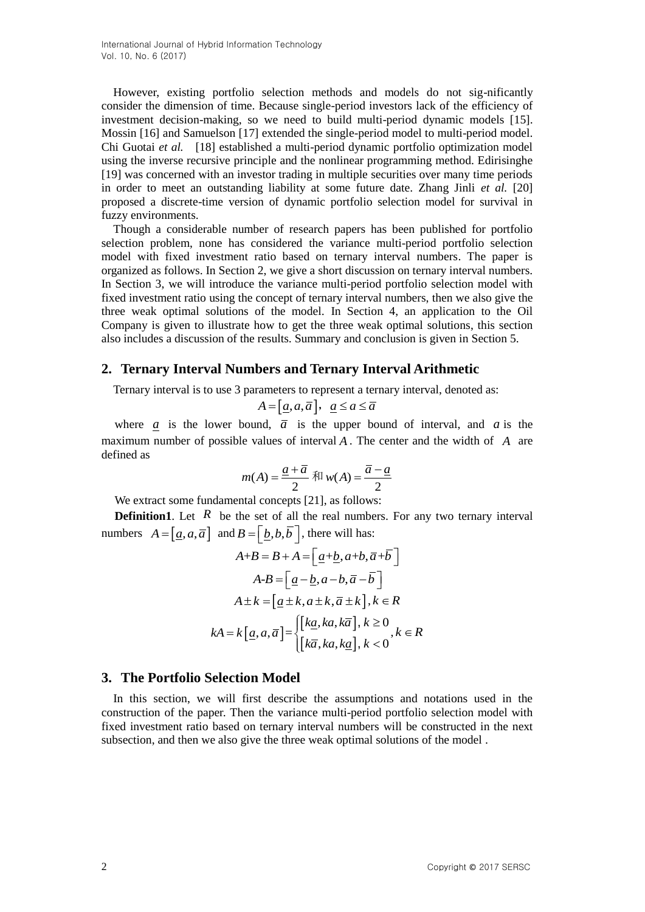However, existing portfolio selection methods and models do not sig-nificantly consider the dimension of time. Because single-period investors lack of the efficiency of investment decision-making, so we need to build multi-period dynamic models [15]. Mossin [16] and Samuelson [17] extended the single-period model to multi-period model. Chi Guotai *et al.* [18] established a multi-period dynamic portfolio optimization model using the inverse recursive principle and the nonlinear programming method. Edirisinghe [19] was concerned with an investor trading in multiple securities over many time periods in order to meet an outstanding liability at some future date. Zhang Jinli *et al.* [20] proposed a discrete-time version of dynamic portfolio selection model for survival in fuzzy environments.

Though a considerable number of research papers has been published for portfolio selection problem, none has considered the variance multi-period portfolio selection model with fixed investment ratio based on ternary interval numbers. The paper is organized as follows. In Section 2, we give a short discussion on ternary interval numbers. In Section 3, we will introduce the variance multi-period portfolio selection model with fixed investment ratio using the concept of ternary interval numbers, then we also give the three weak optimal solutions of the model. In Section 4, an application to the Oil Company is given to illustrate how to get the three weak optimal solutions, this section also includes a discussion of the results. Summary and conclusion is given in Section 5.

## 2. Ternary Interval Numbers and Ternary Interval Arithmetic

Ternary interval is to use 3 parameters to represent a ternary interval, denoted as:

$$A=\left[\underline{a},a,\overline{a}\right],\ \ \underline{a}\le a\le\overline{a}$$

where $\underline{a}$ is the lower bound, $\overline{a}$ is the upper bound of interval, and $a$ is the maximum number of possible values of interval $A$. The center and the width of $A$ are defined as

$$m(A)=\frac{\underline{a}+\overline{a}}{2}\ 和\ w(A)=\frac{\overline{a}-\underline{a}}{2}$$

We extract some fundamental concepts [21], as follows:

**Definition1**. Let $R$ be the set of all the real numbers. For any two ternary interval numbers $A=\left[\underline{a},a,\overline{a}\right]$ and $B=\left[\underline{b},b,\overline{b}\right]$, there will has:

$$A+B=B+A=\left[\underline{a}+\underline{b},a+b,\overline{a}+\overline{b}\right]$$

$$A\text{-}B=\left[\underline{a}-\underline{b},a-b,\overline{a}-\overline{b}\right]$$

$$A\pm k=\left[\underline{a}\pm k,a\pm k,\overline{a}\pm k\right],k\in R$$

$$kA=k\left[\underline{a},a,\overline{a}\right]=\begin{cases}\left[k\underline{a},ka,k\overline{a}\right],\ k\ge 0\\ \left[k\overline{a},ka,k\underline{a}\right],\ k<0\end{cases},k\in R$$

## 3. The Portfolio Selection Model

In this section, we will first describe the assumptions and notations used in the construction of the paper. Then the variance multi-period portfolio selection model with fixed investment ratio based on ternary interval numbers will be constructed in the next subsection, and then we also give the three weak optimal solutions of the model .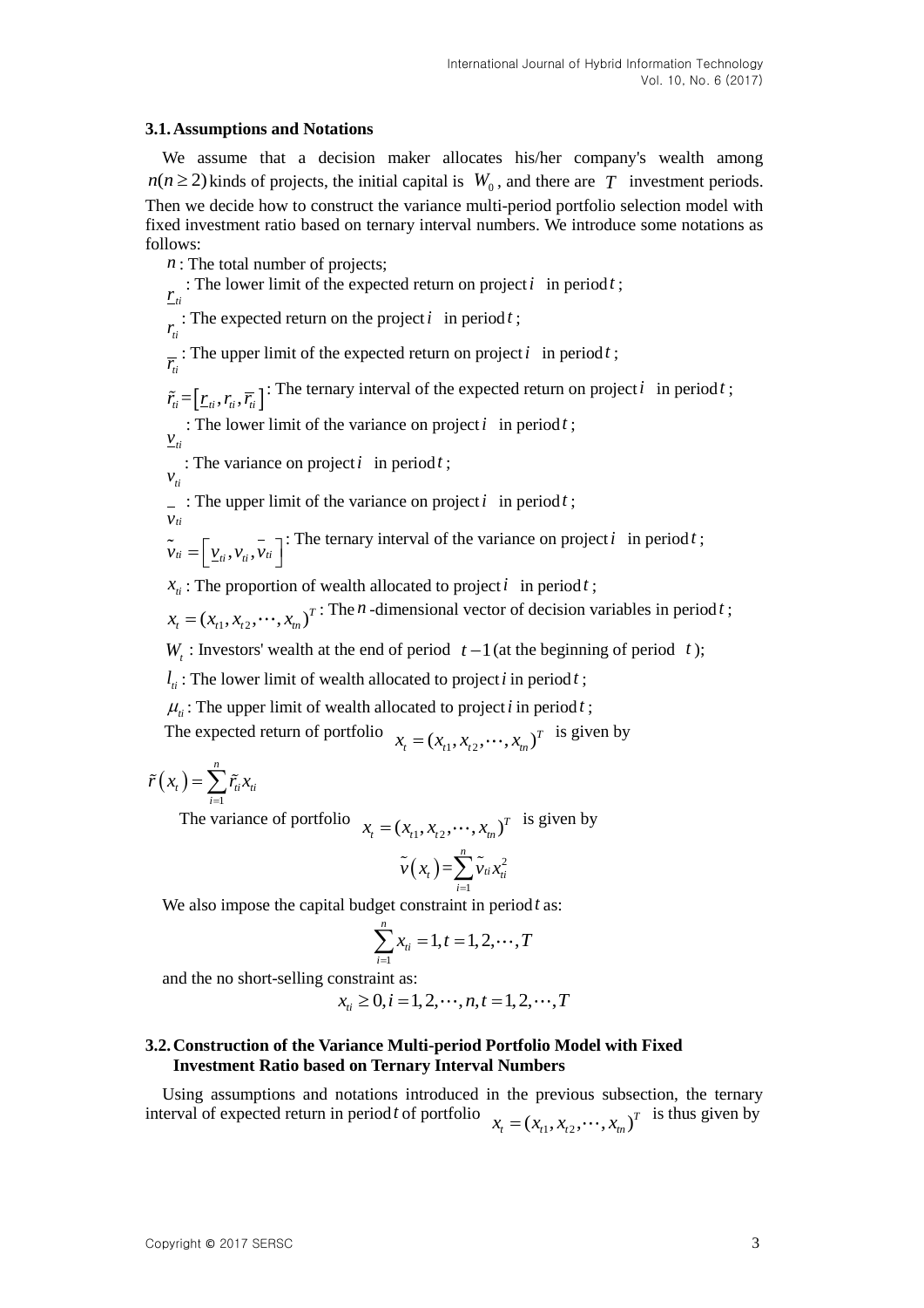### 3.1. Assumptions and Notations

We assume that a decision maker allocates his/her company's wealth among $n(n \geq 2)$ kinds of projects, the initial capital is $W_0$, and there are $T$ investment periods. Then we decide how to construct the variance multi-period portfolio selection model with fixed investment ratio based on ternary interval numbers. We introduce some notations as follows:

$n$ : The total number of projects;

$\underline{r}_{ti}$ : The lower limit of the expected return on project $i$ in period $t$;

$r_{ti}$ : The expected return on the project $i$ in period $t$;

$\overline{r}_{ti}$ : The upper limit of the expected return on project $i$ in period $t$;

$\tilde{r}_{ti} = \left[\underline{r}_{ti}, r_{ti}, \overline{r}_{ti}\right]$ : The ternary interval of the expected return on project $i$ in period $t$;

$\underline{v}_{ti}$ : The lower limit of the variance on project $i$ in period $t$;

$v_{ti}$ : The variance on project $i$ in period $t$;

$\overline{v}_{ti}$ : The upper limit of the variance on project $i$ in period $t$;

$\tilde{v}_{ti} = \left[\underline{v}_{ti}, v_{ti}, \overline{v}_{ti}\right]$ : The ternary interval of the variance on project $i$ in period $t$;

$x_{ti}$ : The proportion of wealth allocated to project $i$ in period $t$;

$x_t = (x_{t1}, x_{t2}, \cdots, x_{tn})^T$ : The $n$ -dimensional vector of decision variables in period $t$;

$W_t$ : Investors' wealth at the end of period $t-1$ (at the beginning of period $t$);

$l_{ti}$ : The lower limit of wealth allocated to project $i$ in period $t$;

$\mu_{ti}$ : The upper limit of wealth allocated to project $i$ in period $t$;

The expected return of portfolio $x_t = (x_{t1}, x_{t2}, \cdots, x_{tn})^T$ is given by

$$\tilde{r}\left(x_t\right) = \sum_{i=1}^{n} \tilde{r}_{ti} x_{ti}$$

The variance of portfolio $x_t = (x_{t1}, x_{t2}, \cdots, x_{tn})^T$ is given by

$$\tilde{v}\left(x_t\right) = \sum_{i=1}^{n} \tilde{v}_{ti} x_{ti}^2$$

We also impose the capital budget constraint in period $t$ as:

$$\sum_{i=1}^{n} x_{ti} = 1, t = 1, 2, \cdots, T$$

and the no short-selling constraint as:

$$x_{ti} \geq 0, i = 1, 2, \cdots, n, t = 1, 2, \cdots, T$$

### 3.2. Construction of the Variance Multi-period Portfolio Model with Fixed Investment Ratio based on Ternary Interval Numbers

Using assumptions and notations introduced in the previous subsection, the ternary interval of expected return in period $t$ of portfolio $x_t = (x_{t1}, x_{t2}, \cdots, x_{tn})^T$ is thus given by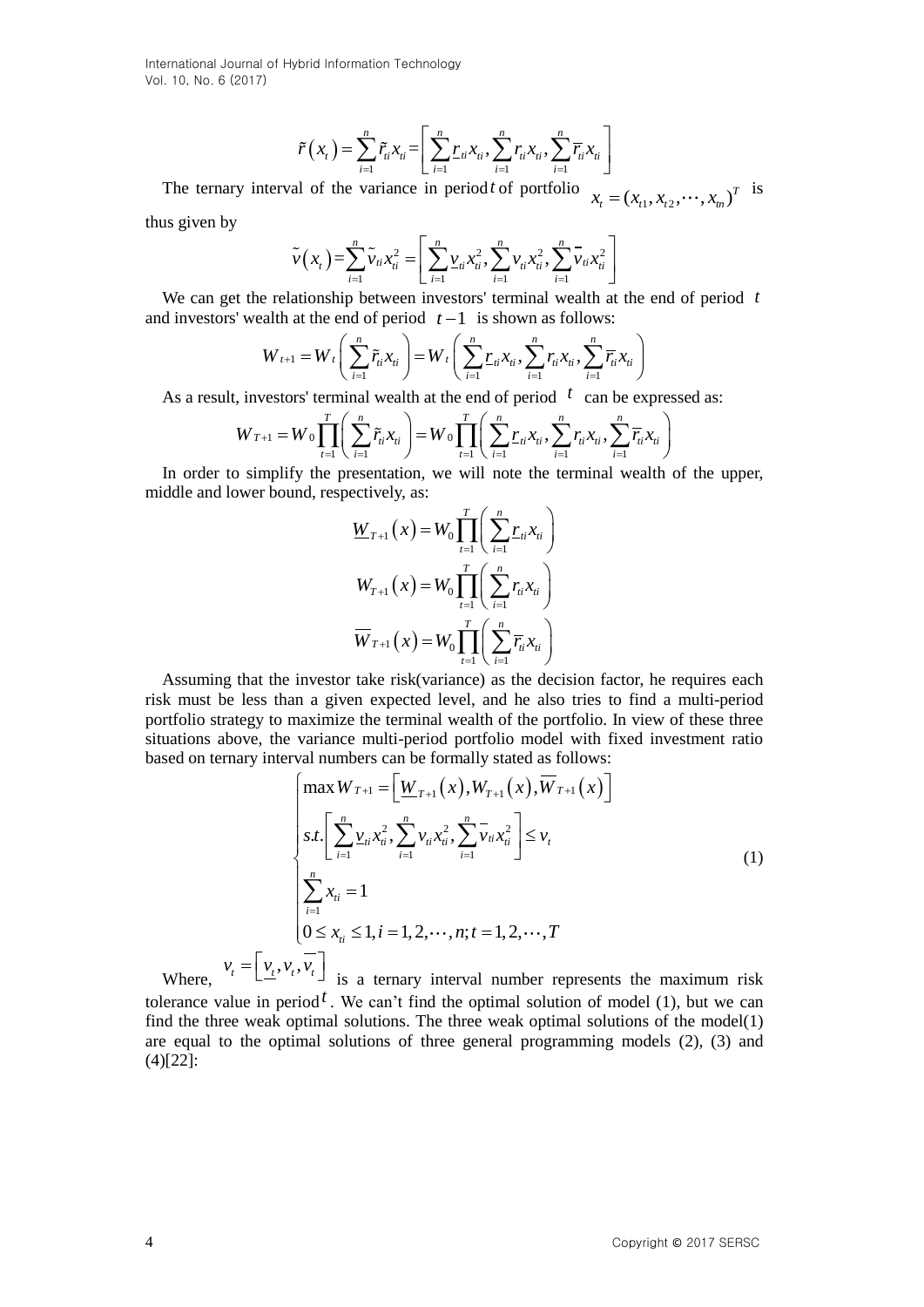$$\tilde{r}\left(x_t\right) = \sum_{i=1}^{n} \tilde{r}_{ti} x_{ti} = \left[\sum_{i=1}^{n} \underline{r}_{ti} x_{ti}, \sum_{i=1}^{n} r_{ti} x_{ti}, \sum_{i=1}^{n} \overline{r}_{ti} x_{ti}\right]$$

The ternary interval of the variance in period $t$ of portfolio $x_t = (x_{t1}, x_{t2}, \cdots, x_{tn})^T$ is thus given by

$$\tilde{v}\left(x_t\right) = \sum_{i=1}^{n} \tilde{v}_{ti} x_{ti}^2 = \left[\sum_{i=1}^{n} \underline{v}_{ti} x_{ti}^2, \sum_{i=1}^{n} v_{ti} x_{ti}^2, \sum_{i=1}^{n} \overline{v}_{ti} x_{ti}^2\right]$$

We can get the relationship between investors' terminal wealth at the end of period $t$ and investors' wealth at the end of period $t-1$ is shown as follows:

$$W_{t+1} = W_t \left(\sum_{i=1}^{n} \tilde{r}_{ti} x_{ti}\right) = W_t \left(\sum_{i=1}^{n} \underline{r}_{ti} x_{ti}, \sum_{i=1}^{n} r_{ti} x_{ti}, \sum_{i=1}^{n} \overline{r}_{ti} x_{ti}\right)$$

As a result, investors' terminal wealth at the end of period $t$ can be expressed as:

$$W_{T+1} = W_0 \prod_{t=1}^{T} \left(\sum_{i=1}^{n} \tilde{r}_{ti} x_{ti}\right) = W_0 \prod_{t=1}^{T} \left(\sum_{i=1}^{n} \underline{r}_{ti} x_{ti}, \sum_{i=1}^{n} r_{ti} x_{ti}, \sum_{i=1}^{n} \overline{r}_{ti} x_{ti}\right)$$

In order to simplify the presentation, we will note the terminal wealth of the upper, middle and lower bound, respectively, as:

$$\underline{W}_{T+1}\left(x\right) = W_0 \prod_{t=1}^{T} \left(\sum_{i=1}^{n} \underline{r}_{ti} x_{ti}\right)$$

$$W_{T+1}\left(x\right) = W_0 \prod_{t=1}^{T} \left(\sum_{i=1}^{n} r_{ti} x_{ti}\right)$$

$$\overline{W}_{T+1}\left(x\right) = W_0 \prod_{t=1}^{T} \left(\sum_{i=1}^{n} \overline{r}_{ti} x_{ti}\right)$$

Assuming that the investor take risk(variance) as the decision factor, he requires each risk must be less than a given expected level, and he also tries to find a multi-period portfolio strategy to maximize the terminal wealth of the portfolio. In view of these three situations above, the variance multi-period portfolio model with fixed investment ratio based on ternary interval numbers can be formally stated as follows:

$$\begin{cases} \max W_{T+1} = \left[\underline{W}_{T+1}\left(x\right), W_{T+1}\left(x\right), \overline{W}_{T+1}\left(x\right)\right] \\ s.t. \left[\sum_{i=1}^{n} \underline{v}_{ti} x_{ti}^2, \sum_{i=1}^{n} v_{ti} x_{ti}^2, \sum_{i=1}^{n} \overline{v}_{ti} x_{ti}^2\right] \leq v_t \\ \sum_{i=1}^{n} x_{ti} = 1 \\ 0 \leq x_{ti} \leq 1, i = 1, 2, \cdots, n; t = 1, 2, \cdots, T \end{cases} \tag{1}$$

Where, $v_t = \left[\underline{v}_t, v_t, \overline{v}_t\right]$ is a ternary interval number represents the maximum risk tolerance value in period $t$. We can't find the optimal solution of model (1), but we can find the three weak optimal solutions. The three weak optimal solutions of the model(1) are equal to the optimal solutions of three general programming models (2), (3) and (4)[22]: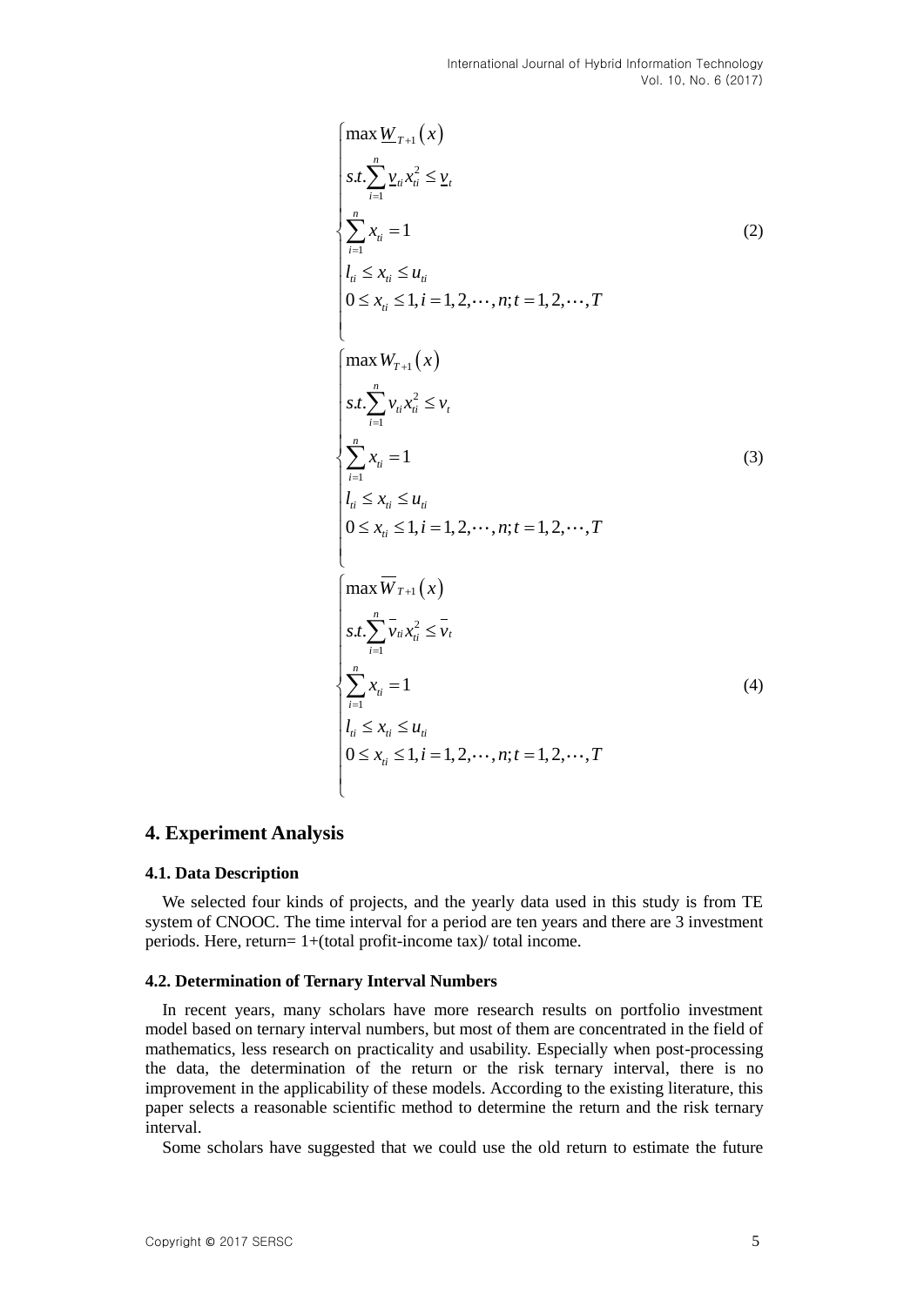$$
\begin{cases}
\max \underline{W}_{T+1}(x) \\
s.t. \sum_{i=1}^{n} \underline{v}_{ti} x_{ti}^2 \le \underline{v}_t \\
\sum_{i=1}^{n} x_{ti} = 1 \\
l_{ti} \le x_{ti} \le u_{ti} \\
0 \le x_{ti} \le 1, i = 1, 2, \cdots, n; t = 1, 2, \cdots, T
\end{cases}
\tag{2}
$$

$$
\begin{cases}
\max W_{T+1}(x) \\
s.t. \sum_{i=1}^{n} v_{ti} x_{ti}^2 \le v_t \\
\sum_{i=1}^{n} x_{ti} = 1 \\
l_{ti} \le x_{ti} \le u_{ti} \\
0 \le x_{ti} \le 1, i = 1, 2, \cdots, n; t = 1, 2, \cdots, T
\end{cases}
\tag{3}
$$

$$
\begin{cases}
\max \overline{W}_{T+1}(x) \\
s.t. \sum_{i=1}^{n} \overline{v}_{ti} x_{ti}^2 \le \overline{v}_t \\
\sum_{i=1}^{n} x_{ti} = 1 \\
l_{ti} \le x_{ti} \le u_{ti} \\
0 \le x_{ti} \le 1, i = 1, 2, \cdots, n; t = 1, 2, \cdots, T
\end{cases}
\tag{4}
$$

## 4. Experiment Analysis

### 4.1. Data Description

We selected four kinds of projects, and the yearly data used in this study is from TE system of CNOOC. The time interval for a period are ten years and there are 3 investment periods. Here, return= 1+(total profit-income tax)/ total income.

### 4.2. Determination of Ternary Interval Numbers

In recent years, many scholars have more research results on portfolio investment model based on ternary interval numbers, but most of them are concentrated in the field of mathematics, less research on practicality and usability. Especially when post-processing the data, the determination of the return or the risk ternary interval, there is no improvement in the applicability of these models. According to the existing literature, this paper selects a reasonable scientific method to determine the return and the risk ternary interval.

Some scholars have suggested that we could use the old return to estimate the future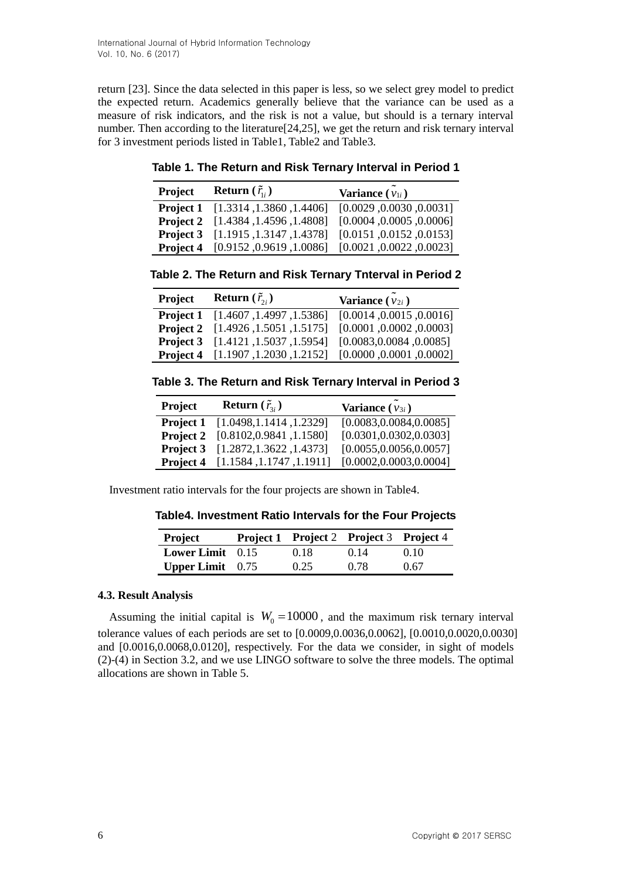return [23]. Since the data selected in this paper is less, so we select grey model to predict the expected return. Academics generally believe that the variance can be used as a measure of risk indicators, and the risk is not a value, but should is a ternary interval number. Then according to the literature[24,25], we get the return and risk ternary interval for 3 investment periods listed in Table1, Table2 and Table3.

**Table 1. The Return and Risk Ternary Interval in Period 1**

| Project | Return ($\tilde{r}_{1i}$) | Variance ($\tilde{v}_{1i}$) |
|---|---|---|
| **Project 1** | [1.3314 ,1.3860 ,1.4406] | [0.0029 ,0.0030 ,0.0031] |
| **Project 2** | [1.4384 ,1.4596 ,1.4808] | [0.0004 ,0.0005 ,0.0006] |
| **Project 3** | [1.1915 ,1.3147 ,1.4378] | [0.0151 ,0.0152 ,0.0153] |
| **Project 4** | [0.9152 ,0.9619 ,1.0086] | [0.0021 ,0.0022 ,0.0023] |

**Table 2. The Return and Risk Ternary Tnterval in Period 2**

| Project | Return ($\tilde{r}_{2i}$) | Variance ($\tilde{v}_{2i}$) |
|---|---|---|
| **Project 1** | [1.4607 ,1.4997 ,1.5386] | [0.0014 ,0.0015 ,0.0016] |
| **Project 2** | [1.4926 ,1.5051 ,1.5175] | [0.0001 ,0.0002 ,0.0003] |
| **Project 3** | [1.4121 ,1.5037 ,1.5954] | [0.0083,0.0084 ,0.0085] |
| **Project 4** | [1.1907 ,1.2030 ,1.2152] | [0.0000 ,0.0001 ,0.0002] |

**Table 3. The Return and Risk Ternary Interval in Period 3**

| Project | Return ($\tilde{r}_{3i}$) | Variance ($\tilde{v}_{3i}$) |
|---|---|---|
| **Project 1** | [1.0498,1.1414 ,1.2329] | [0.0083,0.0084,0.0085] |
| **Project 2** | [0.8102,0.9841 ,1.1580] | [0.0301,0.0302,0.0303] |
| **Project 3** | [1.2872,1.3622 ,1.4373] | [0.0055,0.0056,0.0057] |
| **Project 4** | [1.1584 ,1.1747 ,1.1911] | [0.0002,0.0003,0.0004] |

Investment ratio intervals for the four projects are shown in Table4.

**Table4. Investment Ratio Intervals for the Four Projects**

| Project | Project 1 | Project 2 | Project 3 | Project 4 |
|---|---|---|---|---|
| **Lower Limit** | 0.15 | 0.18 | 0.14 | 0.10 |
| **Upper Limit** | 0.75 | 0.25 | 0.78 | 0.67 |

#### 4.3. Result Analysis

Assuming the initial capital is $W_0 = 10000$, and the maximum risk ternary interval tolerance values of each periods are set to [0.0009,0.0036,0.0062], [0.0010,0.0020,0.0030] and [0.0016,0.0068,0.0120], respectively. For the data we consider, in sight of models (2)-(4) in Section 3.2, and we use LINGO software to solve the three models. The optimal allocations are shown in Table 5.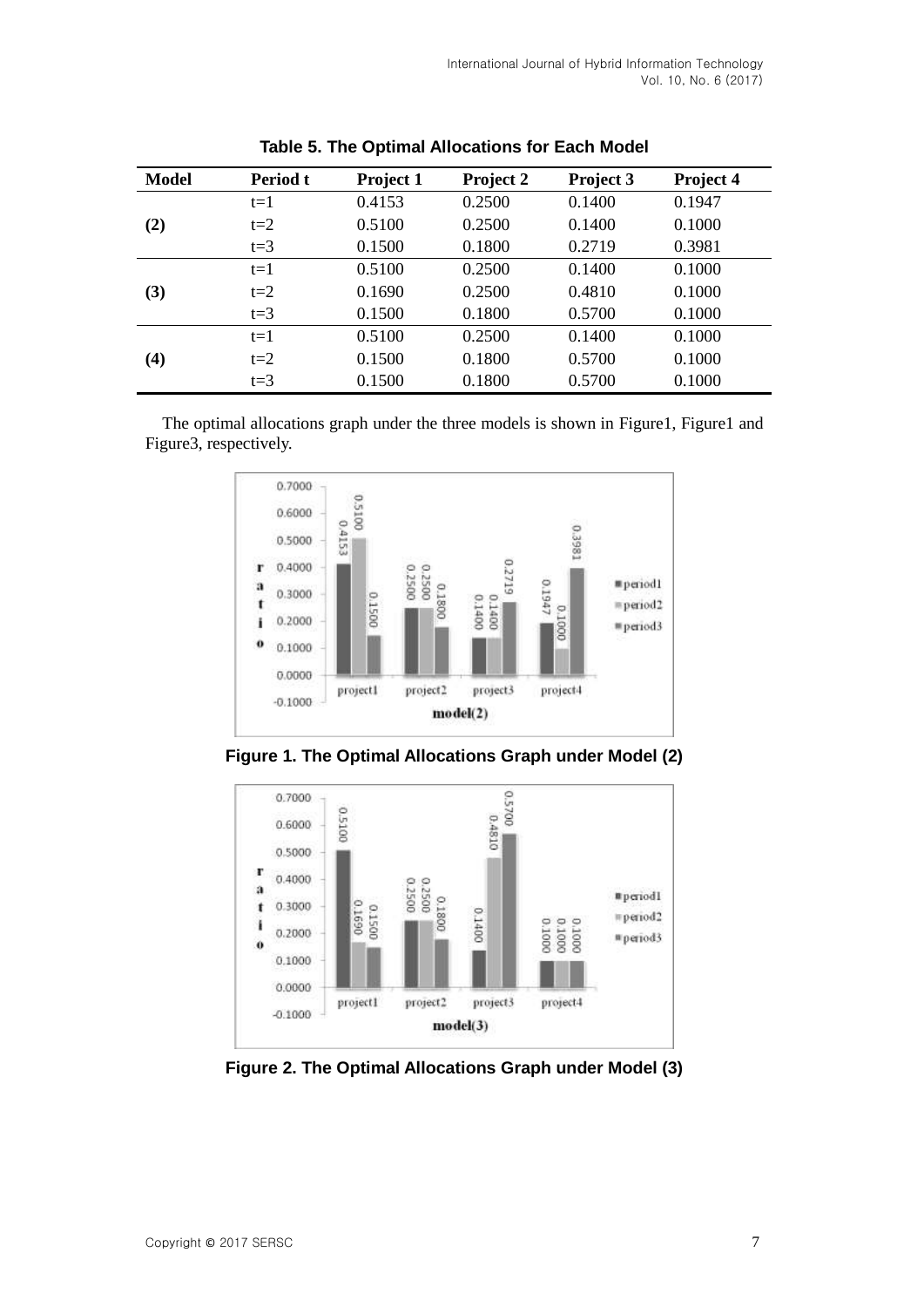**Table 5. The Optimal Allocations for Each Model**

| Model | Period t | Project 1 | Project 2 | Project 3 | Project 4 |
|---|---|---|---|---|---|
| **(2)** | t=1 | 0.4153 | 0.2500 | 0.1400 | 0.1947 |
| | t=2 | 0.5100 | 0.2500 | 0.1400 | 0.1000 |
| | t=3 | 0.1500 | 0.1800 | 0.2719 | 0.3981 |
| **(3)** | t=1 | 0.5100 | 0.2500 | 0.1400 | 0.1000 |
| | t=2 | 0.1690 | 0.2500 | 0.4810 | 0.1000 |
| | t=3 | 0.1500 | 0.1800 | 0.5700 | 0.1000 |
| **(4)** | t=1 | 0.5100 | 0.2500 | 0.1400 | 0.1000 |
| | t=2 | 0.1500 | 0.1800 | 0.5700 | 0.1000 |
| | t=3 | 0.1500 | 0.1800 | 0.5700 | 0.1000 |

The optimal allocations graph under the three models is shown in Figure1, Figure1 and Figure3, respectively.

**Figure 1. The Optimal Allocations Graph under Model (2)**

**Figure 2. The Optimal Allocations Graph under Model (3)**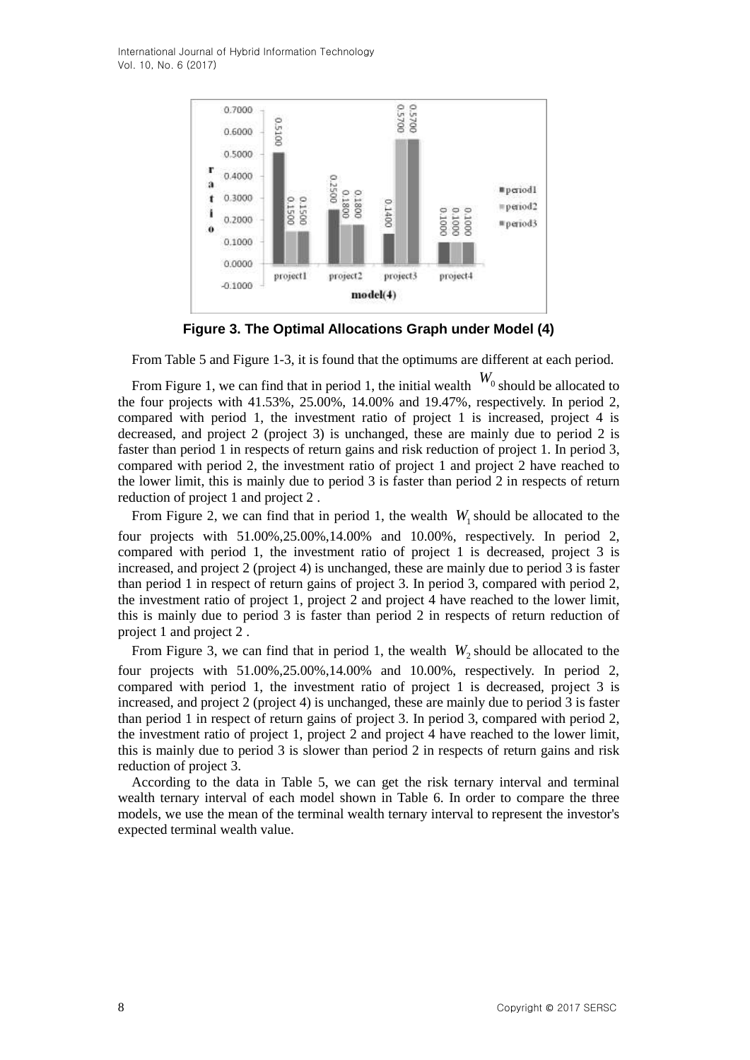**Figure 3. The Optimal Allocations Graph under Model (4)**

From Table 5 and Figure 1-3, it is found that the optimums are different at each period.

From Figure 1, we can find that in period 1, the initial wealth $W_0$ should be allocated to the four projects with 41.53%, 25.00%, 14.00% and 19.47%, respectively. In period 2, compared with period 1, the investment ratio of project 1 is increased, project 4 is decreased, and project 2 (project 3) is unchanged, these are mainly due to period 2 is faster than period 1 in respects of return gains and risk reduction of project 1. In period 3, compared with period 2, the investment ratio of project 1 and project 2 have reached to the lower limit, this is mainly due to period 3 is faster than period 2 in respects of return reduction of project 1 and project 2 .

From Figure 2, we can find that in period 1, the wealth $W_1$ should be allocated to the four projects with 51.00%,25.00%,14.00% and 10.00%, respectively. In period 2, compared with period 1, the investment ratio of project 1 is decreased, project 3 is increased, and project 2 (project 4) is unchanged, these are mainly due to period 3 is faster than period 1 in respect of return gains of project 3. In period 3, compared with period 2, the investment ratio of project 1, project 2 and project 4 have reached to the lower limit, this is mainly due to period 3 is faster than period 2 in respects of return reduction of project 1 and project 2 .

From Figure 3, we can find that in period 1, the wealth $W_2$ should be allocated to the four projects with 51.00%,25.00%,14.00% and 10.00%, respectively. In period 2, compared with period 1, the investment ratio of project 1 is decreased, project 3 is increased, and project 2 (project 4) is unchanged, these are mainly due to period 3 is faster than period 1 in respect of return gains of project 3. In period 3, compared with period 2, the investment ratio of project 1, project 2 and project 4 have reached to the lower limit, this is mainly due to period 3 is slower than period 2 in respects of return gains and risk reduction of project 3.

According to the data in Table 5, we can get the risk ternary interval and terminal wealth ternary interval of each model shown in Table 6. In order to compare the three models, we use the mean of the terminal wealth ternary interval to represent the investor's expected terminal wealth value.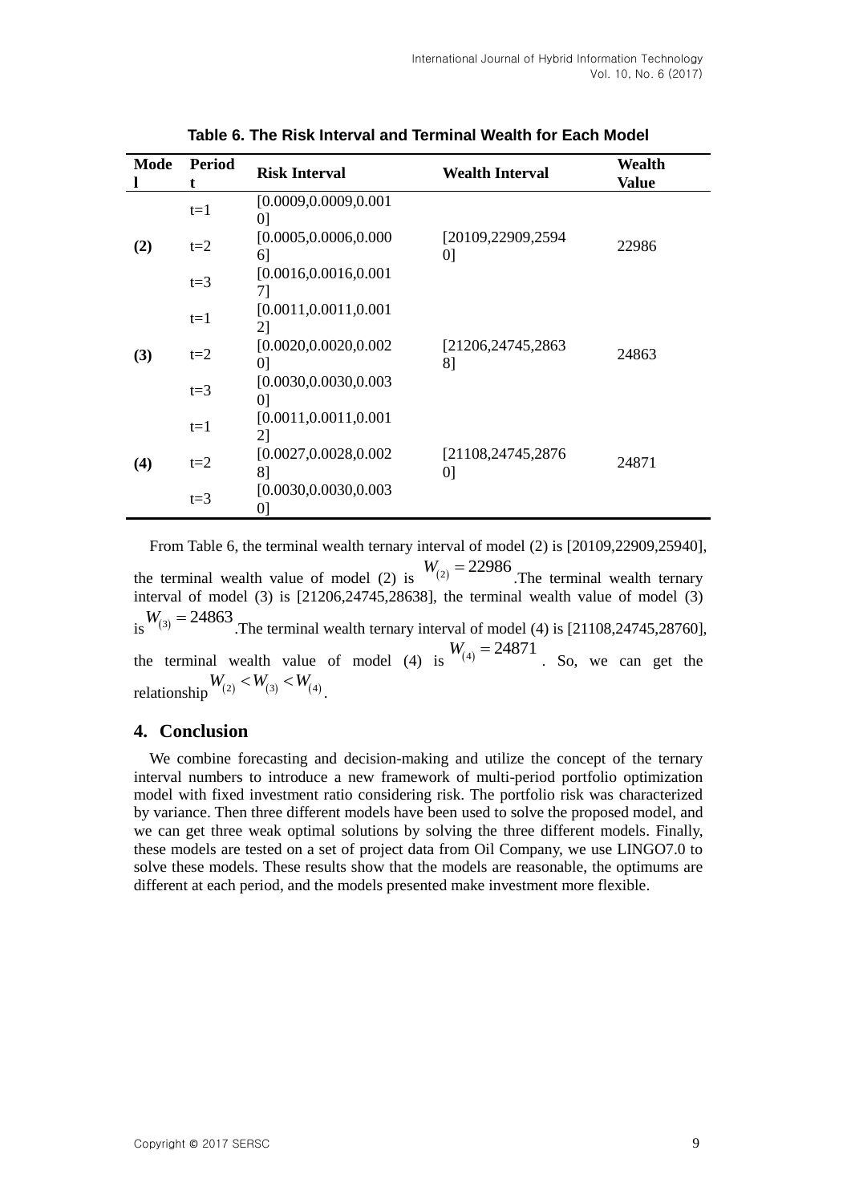**Table 6. The Risk Interval and Terminal Wealth for Each Model**

| Model | Period t | Risk Interval | Wealth Interval | Wealth Value |
|---|---|---|---|---|
| **(2)** | t=1 | [0.0009,0.0009,0.0010] | [20109,22909,25940] | 22986 |
| | t=2 | [0.0005,0.0006,0.0006] | | |
| | t=3 | [0.0016,0.0016,0.0017] | | |
| **(3)** | t=1 | [0.0011,0.0011,0.0012] | [21206,24745,28638] | 24863 |
| | t=2 | [0.0020,0.0020,0.0020] | | |
| | t=3 | [0.0030,0.0030,0.0030] | | |
| **(4)** | t=1 | [0.0011,0.0011,0.0012] | [21108,24745,28760] | 24871 |
| | t=2 | [0.0027,0.0028,0.0028] | | |
| | t=3 | [0.0030,0.0030,0.0030] | | |

From Table 6, the terminal wealth ternary interval of model (2) is [20109,22909,25940], the terminal wealth value of model (2) is $W_{(2)} = 22986$.The terminal wealth ternary interval of model (3) is [21206,24745,28638], the terminal wealth value of model (3) is $W_{(3)} = 24863$.The terminal wealth ternary interval of model (4) is [21108,24745,28760], the terminal wealth value of model (4) is $W_{(4)} = 24871$. So, we can get the relationship $W_{(2)} < W_{(3)} < W_{(4)}$.

## 4. Conclusion

We combine forecasting and decision-making and utilize the concept of the ternary interval numbers to introduce a new framework of multi-period portfolio optimization model with fixed investment ratio considering risk. The portfolio risk was characterized by variance. Then three different models have been used to solve the proposed model, and we can get three weak optimal solutions by solving the three different models. Finally, these models are tested on a set of project data from Oil Company, we use LINGO7.0 to solve these models. These results show that the models are reasonable, the optimums are different at each period, and the models presented make investment more flexible.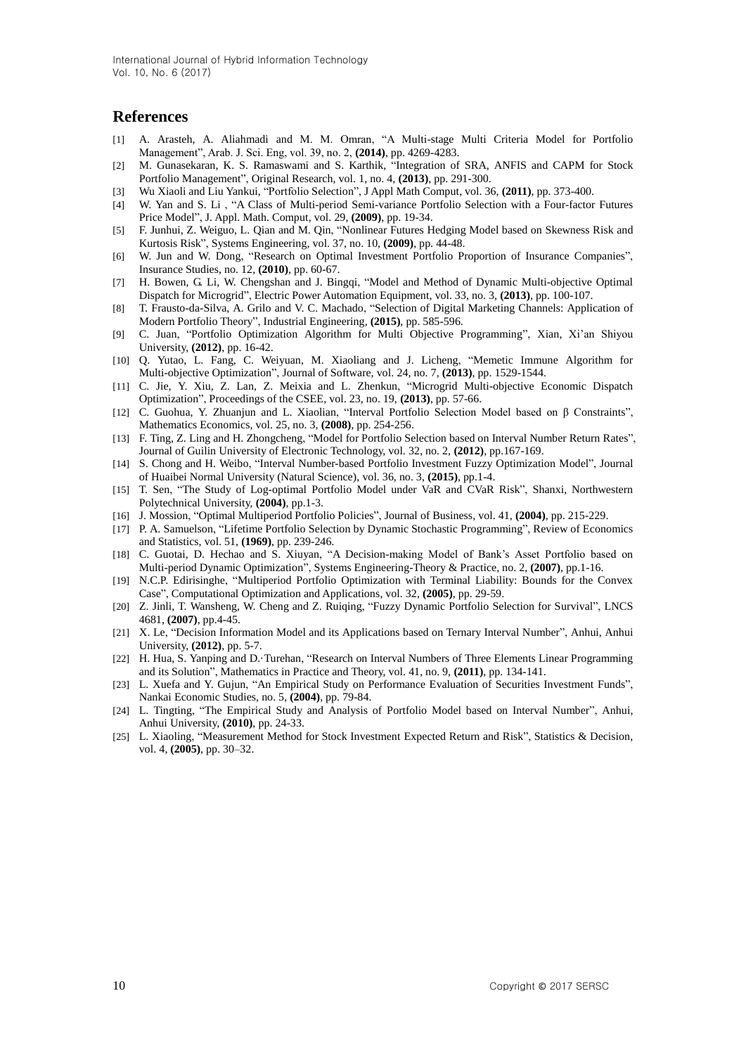# References

[1] A. Arasteh, A. Aliahmadi and M. M. Omran, “A Multi-stage Multi Criteria Model for Portfolio Management”, Arab. J. Sci. Eng, vol. 39, no. 2, **(2014)**, pp. 4269-4283.

[2] M. Gunasekaran, K. S. Ramaswami and S. Karthik, “Integration of SRA, ANFIS and CAPM for Stock Portfolio Management”, Original Research, vol. 1, no. 4, **(2013)**, pp. 291-300.

[3] Wu Xiaoli and Liu Yankui, “Portfolio Selection”, J Appl Math Comput, vol. 36, **(2011)**, pp. 373-400.

[4] W. Yan and S. Li , “A Class of Multi-period Semi-variance Portfolio Selection with a Four-factor Futures Price Model”, J. Appl. Math. Comput, vol. 29, **(2009)**, pp. 19-34.

[5] F. Junhui, Z. Weiguo, L. Qian and M. Qin, “Nonlinear Futures Hedging Model based on Skewness Risk and Kurtosis Risk”, Systems Engineering, vol. 37, no. 10, **(2009)**, pp. 44-48.

[6] W. Jun and W. Dong, “Research on Optimal Investment Portfolio Proportion of Insurance Companies”, Insurance Studies, no. 12, **(2010)**, pp. 60-67.

[7] H. Bowen, G. Li, W. Chengshan and J. Bingqi, “Model and Method of Dynamic Multi-objective Optimal Dispatch for Microgrid”, Electric Power Automation Equipment, vol. 33, no. 3, **(2013)**, pp. 100-107.

[8] T. Frausto-da-Silva, A. Grilo and V. C. Machado, “Selection of Digital Marketing Channels: Application of Modern Portfolio Theory”, Industrial Engineering, **(2015)**, pp. 585-596.

[9] C. Juan, “Portfolio Optimization Algorithm for Multi Objective Programming”, Xian, Xi’an Shiyou University, **(2012)**, pp. 16-42.

[10] Q. Yutao, L. Fang, C. Weiyuan, M. Xiaoliang and J. Licheng, “Memetic Immune Algorithm for Multi-objective Optimization”, Journal of Software, vol. 24, no. 7, **(2013)**, pp. 1529-1544.

[11] C. Jie, Y. Xiu, Z. Lan, Z. Meixia and L. Zhenkun, “Microgrid Multi-objective Economic Dispatch Optimization”, Proceedings of the CSEE, vol. 23, no. 19, **(2013)**, pp. 57-66.

[12] C. Guohua, Y. Zhuanjun and L. Xiaolian, “Interval Portfolio Selection Model based on β Constraints”, Mathematics Economics, vol. 25, no. 3, **(2008)**, pp. 254-256.

[13] F. Ting, Z. Ling and H. Zhongcheng, “Model for Portfolio Selection based on Interval Number Return Rates”, Journal of Guilin University of Electronic Technology, vol. 32, no. 2, **(2012)**, pp.167-169.

[14] S. Chong and H. Weibo, “Interval Number-based Portfolio Investment Fuzzy Optimization Model”, Journal of Huaibei Normal University (Natural Science), vol. 36, no. 3, **(2015)**, pp.1-4.

[15] T. Sen, “The Study of Log-optimal Portfolio Model under VaR and CVaR Risk”, Shanxi, Northwestern Polytechnical University, **(2004)**, pp.1-3.

[16] J. Mossion, “Optimal Multiperiod Portfolio Policies”, Journal of Business, vol. 41, **(2004)**, pp. 215-229.

[17] P. A. Samuelson, “Lifetime Portfolio Selection by Dynamic Stochastic Programming”, Review of Economics and Statistics, vol. 51, **(1969)**, pp. 239-246.

[18] C. Guotai, D. Hechao and S. Xiuyan, “A Decision-making Model of Bank’s Asset Portfolio based on Multi-period Dynamic Optimization”, Systems Engineering-Theory & Practice, no. 2, **(2007)**, pp.1-16.

[19] N.C.P. Edirisinghe, “Multiperiod Portfolio Optimization with Terminal Liability: Bounds for the Convex Case”, Computational Optimization and Applications, vol. 32, **(2005)**, pp. 29-59.

[20] Z. Jinli, T. Wansheng, W. Cheng and Z. Ruiqing, “Fuzzy Dynamic Portfolio Selection for Survival”, LNCS 4681, **(2007)**, pp.4-45.

[21] X. Le, “Decision Information Model and its Applications based on Ternary Interval Number”, Anhui, Anhui University, **(2012)**, pp. 5-7.

[22] H. Hua, S. Yanping and D.·Turehan, “Research on Interval Numbers of Three Elements Linear Programming and its Solution”, Mathematics in Practice and Theory, vol. 41, no. 9, **(2011)**, pp. 134-141.

[23] L. Xuefa and Y. Gujun, “An Empirical Study on Performance Evaluation of Securities Investment Funds”, Nankai Economic Studies, no. 5, **(2004)**, pp. 79-84.

[24] L. Tingting, “The Empirical Study and Analysis of Portfolio Model based on Interval Number”, Anhui, Anhui University, **(2010)**, pp. 24-33.

[25] L. Xiaoling, “Measurement Method for Stock Investment Expected Return and Risk”, Statistics & Decision, vol. 4, **(2005)**, pp. 30–32.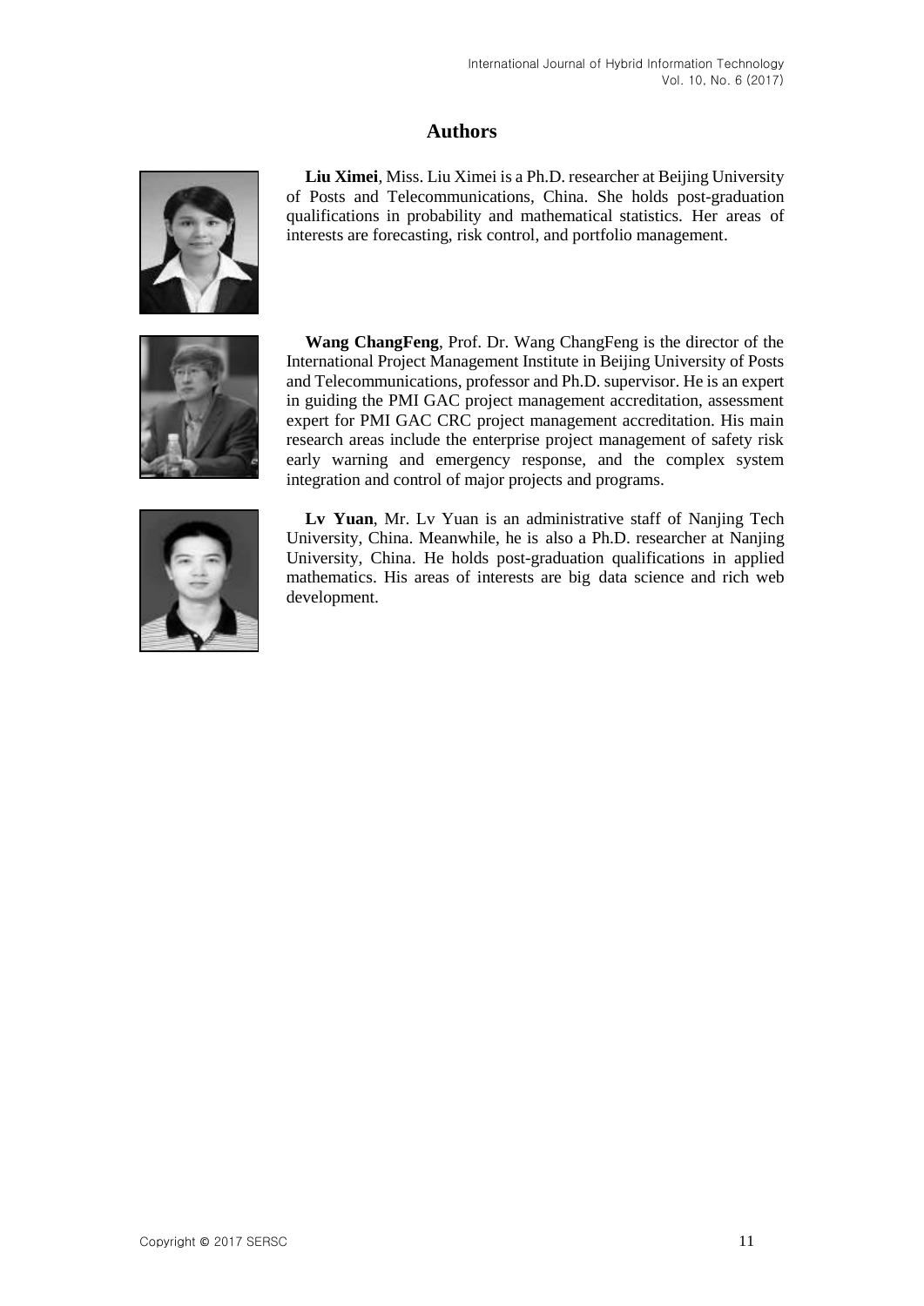# Authors

**Liu Ximei**, Miss. Liu Ximei is a Ph.D. researcher at Beijing University of Posts and Telecommunications, China. She holds post-graduation qualifications in probability and mathematical statistics. Her areas of interests are forecasting, risk control, and portfolio management.

**Wang ChangFeng**, Prof. Dr. Wang ChangFeng is the director of the International Project Management Institute in Beijing University of Posts and Telecommunications, professor and Ph.D. supervisor. He is an expert in guiding the PMI GAC project management accreditation, assessment expert for PMI GAC CRC project management accreditation. His main research areas include the enterprise project management of safety risk early warning and emergency response, and the complex system integration and control of major projects and programs.

**Lv Yuan**, Mr. Lv Yuan is an administrative staff of Nanjing Tech University, China. Meanwhile, he is also a Ph.D. researcher at Nanjing University, China. He holds post-graduation qualifications in applied mathematics. His areas of interests are big data science and rich web development.